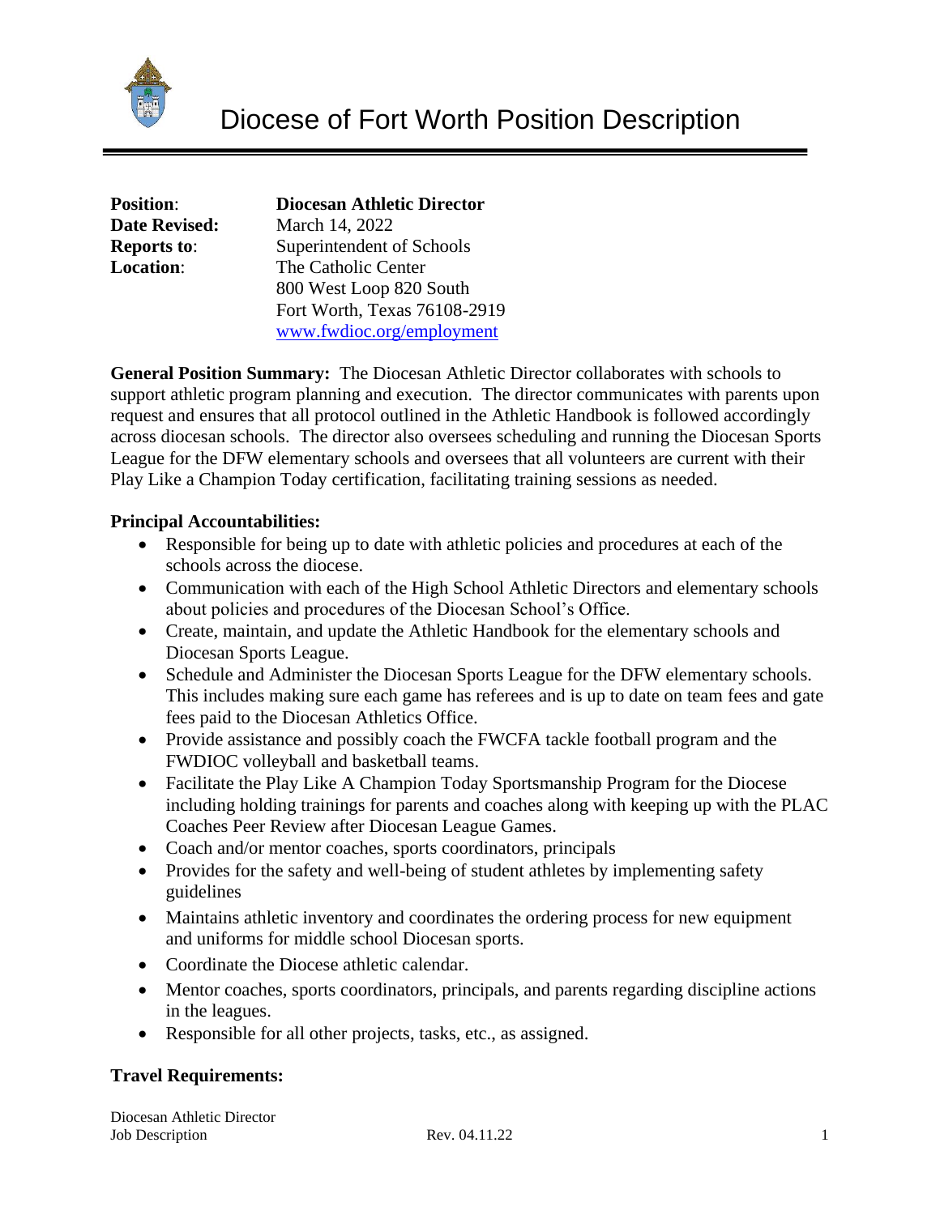# Diocese of Fort Worth Position Description

| | |
|---|---|
| **Position**: | **Diocesan Athletic Director** |
| **Date Revised:** | March 14, 2022 |
| **Reports to**: | Superintendent of Schools |
| **Location**: | The Catholic Center<br>800 West Loop 820 South<br>Fort Worth, Texas 76108-2919<br>www.fwdioc.org/employment |

**General Position Summary:** The Diocesan Athletic Director collaborates with schools to support athletic program planning and execution. The director communicates with parents upon request and ensures that all protocol outlined in the Athletic Handbook is followed accordingly across diocesan schools. The director also oversees scheduling and running the Diocesan Sports League for the DFW elementary schools and oversees that all volunteers are current with their Play Like a Champion Today certification, facilitating training sessions as needed.

**Principal Accountabilities:**

- Responsible for being up to date with athletic policies and procedures at each of the schools across the diocese.
- Communication with each of the High School Athletic Directors and elementary schools about policies and procedures of the Diocesan School's Office.
- Create, maintain, and update the Athletic Handbook for the elementary schools and Diocesan Sports League.
- Schedule and Administer the Diocesan Sports League for the DFW elementary schools. This includes making sure each game has referees and is up to date on team fees and gate fees paid to the Diocesan Athletics Office.
- Provide assistance and possibly coach the FWCFA tackle football program and the FWDIOC volleyball and basketball teams.
- Facilitate the Play Like A Champion Today Sportsmanship Program for the Diocese including holding trainings for parents and coaches along with keeping up with the PLAC Coaches Peer Review after Diocesan League Games.
- Coach and/or mentor coaches, sports coordinators, principals
- Provides for the safety and well-being of student athletes by implementing safety guidelines
- Maintains athletic inventory and coordinates the ordering process for new equipment and uniforms for middle school Diocesan sports.
- Coordinate the Diocese athletic calendar.
- Mentor coaches, sports coordinators, principals, and parents regarding discipline actions in the leagues.
- Responsible for all other projects, tasks, etc., as assigned.

**Travel Requirements:**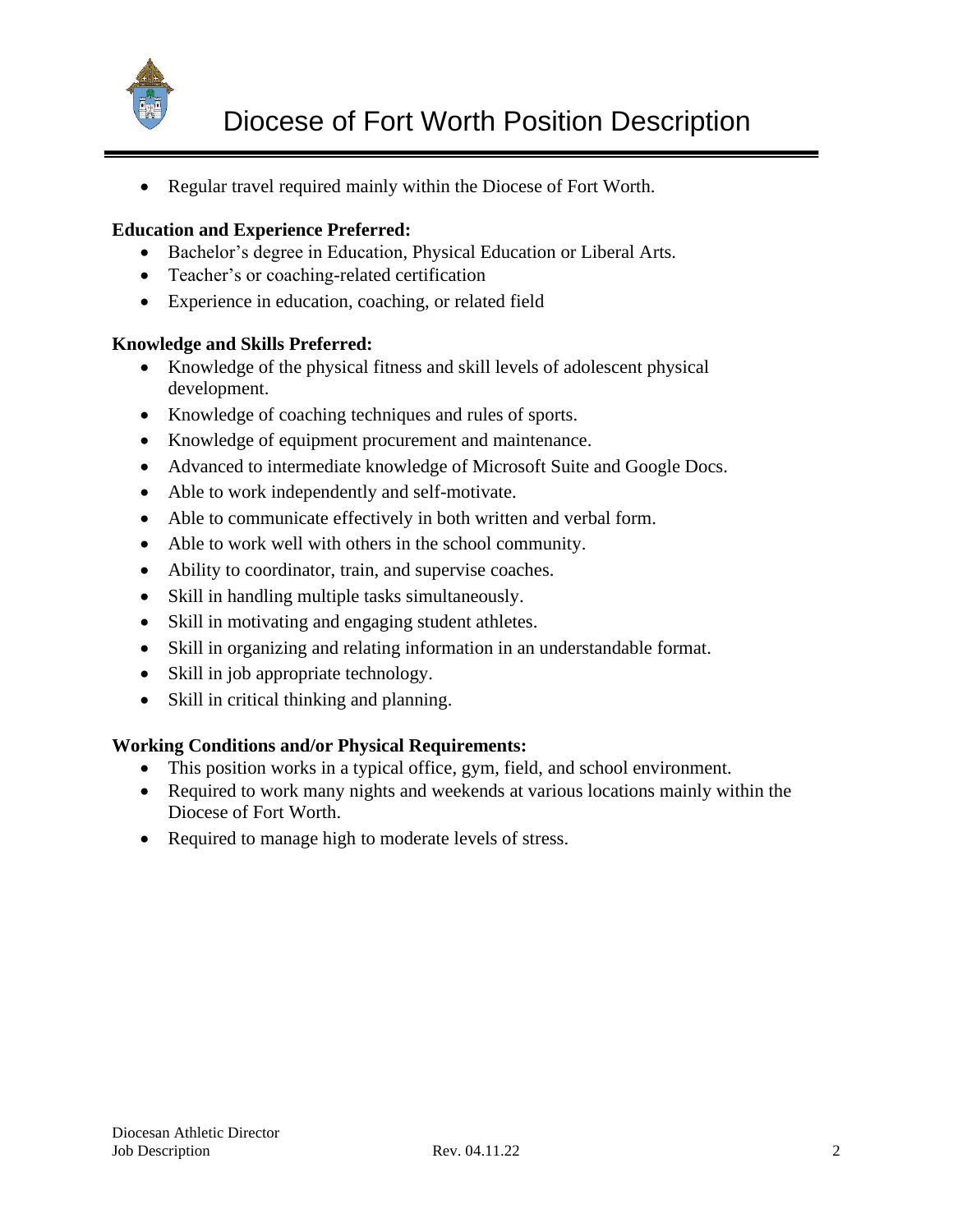- Regular travel required mainly within the Diocese of Fort Worth.

**Education and Experience Preferred:**

- Bachelor's degree in Education, Physical Education or Liberal Arts.
- Teacher's or coaching-related certification
- Experience in education, coaching, or related field

**Knowledge and Skills Preferred:**

- Knowledge of the physical fitness and skill levels of adolescent physical development.
- Knowledge of coaching techniques and rules of sports.
- Knowledge of equipment procurement and maintenance.
- Advanced to intermediate knowledge of Microsoft Suite and Google Docs.
- Able to work independently and self-motivate.
- Able to communicate effectively in both written and verbal form.
- Able to work well with others in the school community.
- Ability to coordinator, train, and supervise coaches.
- Skill in handling multiple tasks simultaneously.
- Skill in motivating and engaging student athletes.
- Skill in organizing and relating information in an understandable format.
- Skill in job appropriate technology.
- Skill in critical thinking and planning.

**Working Conditions and/or Physical Requirements:**

- This position works in a typical office, gym, field, and school environment.
- Required to work many nights and weekends at various locations mainly within the Diocese of Fort Worth.
- Required to manage high to moderate levels of stress.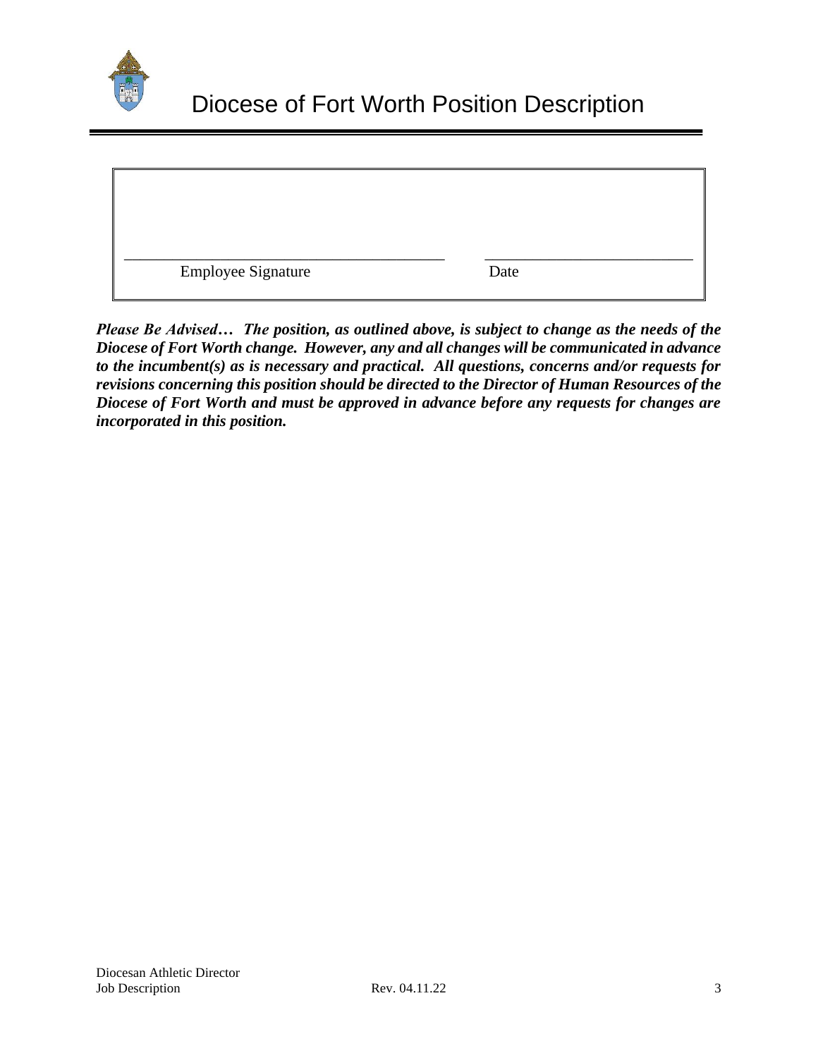# Diocese of Fort Worth Position Description

| | |
|---|---|
| _______________________________ | ____________________ |
| Employee Signature | Date |

***Please Be Advised… The position, as outlined above, is subject to change as the needs of the Diocese of Fort Worth change. However, any and all changes will be communicated in advance to the incumbent(s) as is necessary and practical. All questions, concerns and/or requests for revisions concerning this position should be directed to the Director of Human Resources of the Diocese of Fort Worth and must be approved in advance before any requests for changes are incorporated in this position.***